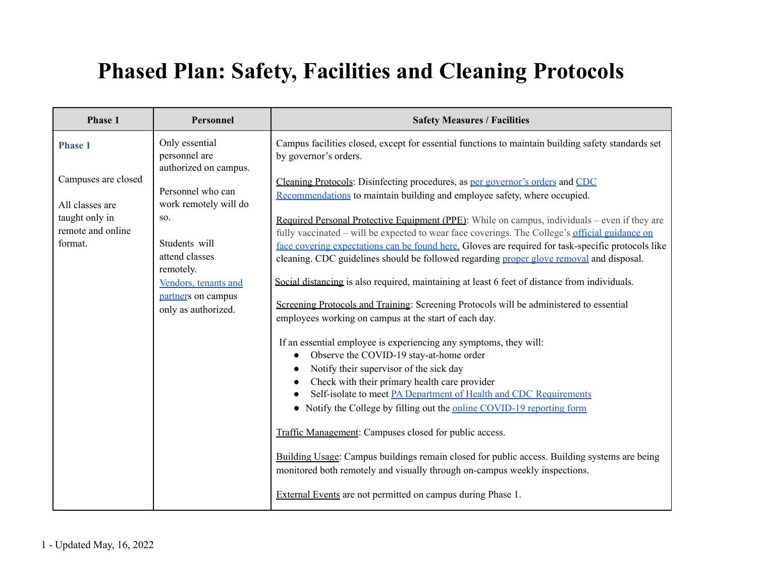# Phased Plan: Safety, Facilities and Cleaning Protocols

| Phase 1 | Personnel | Safety Measures / Facilities |
|---|---|---|
| **Phase 1**<br><br>Campuses are closed<br><br>All classes are taught only in remote and online format. | Only essential personnel are authorized on campus.<br><br>Personnel who can work remotely will do so.<br><br>Students will attend classes remotely.<br>Vendors, tenants and partners on campus only as authorized. | Campus facilities closed, except for essential functions to maintain building safety standards set by governor's orders.<br><br>Cleaning Protocols: Disinfecting procedures, as per governor's orders and CDC Recommendations to maintain building and employee safety, where occupied.<br><br>Required Personal Protective Equipment (PPE): While on campus, individuals – even if they are fully vaccinated – will be expected to wear face coverings. The College's official guidance on face covering expectations can be found here. Gloves are required for task-specific protocols like cleaning. CDC guidelines should be followed regarding proper glove removal and disposal.<br><br>Social distancing is also required, maintaining at least 6 feet of distance from individuals.<br><br>Screening Protocols and Training: Screening Protocols will be administered to essential employees working on campus at the start of each day.<br><br>If an essential employee is experiencing any symptoms, they will:<br>• Observe the COVID-19 stay-at-home order<br>• Notify their supervisor of the sick day<br>• Check with their primary health care provider<br>• Self-isolate to meet PA Department of Health and CDC Requirements<br>• Notify the College by filling out the online COVID-19 reporting form<br><br>Traffic Management: Campuses closed for public access.<br><br>Building Usage: Campus buildings remain closed for public access. Building systems are being monitored both remotely and visually through on-campus weekly inspections.<br><br>External Events are not permitted on campus during Phase 1. |

Updated May, 16, 2022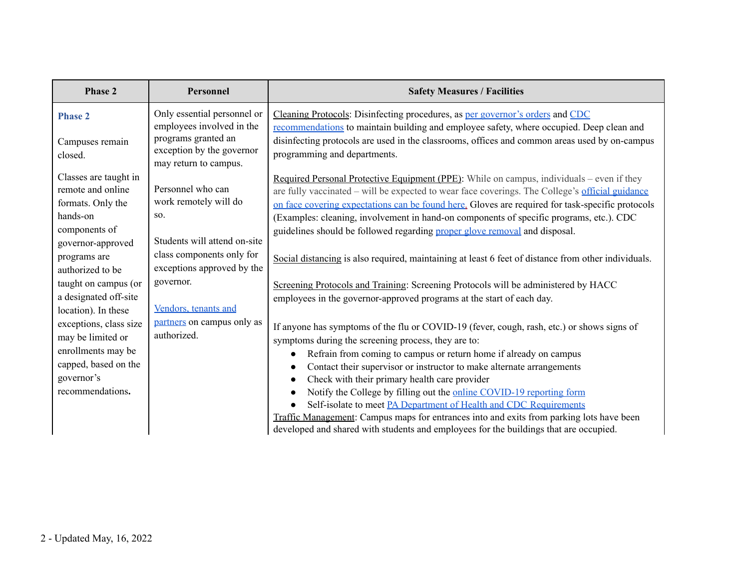| Phase 2 | Personnel | Safety Measures / Facilities |
|---|---|---|
| **Phase 2**<br><br>Campuses remain closed.<br><br>Classes are taught in remote and online formats. Only the hands-on components of governor-approved programs are authorized to be taught on campus (or a designated off-site location). In these exceptions, class size may be limited or enrollments may be capped, based on the governor's recommendations**.** | Only essential personnel or employees involved in the programs granted an exception by the governor may return to campus.<br><br>Personnel who can work remotely will do so.<br><br>Students will attend on-site class components only for exceptions approved by the governor.<br><br>Vendors, tenants and partners on campus only as authorized. | Cleaning Protocols: Disinfecting procedures, as per governor's orders and CDC recommendations to maintain building and employee safety, where occupied. Deep clean and disinfecting protocols are used in the classrooms, offices and common areas used by on-campus programming and departments.<br><br>Required Personal Protective Equipment (PPE): While on campus, individuals – even if they are fully vaccinated – will be expected to wear face coverings. The College's official guidance on face covering expectations can be found here. Gloves are required for task-specific protocols (Examples: cleaning, involvement in hand-on components of specific programs, etc.). CDC guidelines should be followed regarding proper glove removal and disposal.<br><br>Social distancing is also required, maintaining at least 6 feet of distance from other individuals.<br><br>Screening Protocols and Training: Screening Protocols will be administered by HACC employees in the governor-approved programs at the start of each day.<br><br>If anyone has symptoms of the flu or COVID-19 (fever, cough, rash, etc.) or shows signs of symptoms during the screening process, they are to:<br>• Refrain from coming to campus or return home if already on campus<br>• Contact their supervisor or instructor to make alternate arrangements<br>• Check with their primary health care provider<br>• Notify the College by filling out the online COVID-19 reporting form<br>• Self-isolate to meet PA Department of Health and CDC Requirements<br><br>Traffic Management: Campus maps for entrances into and exits from parking lots have been developed and shared with students and employees for the buildings that are occupied. |

2 - Updated May, 16, 2022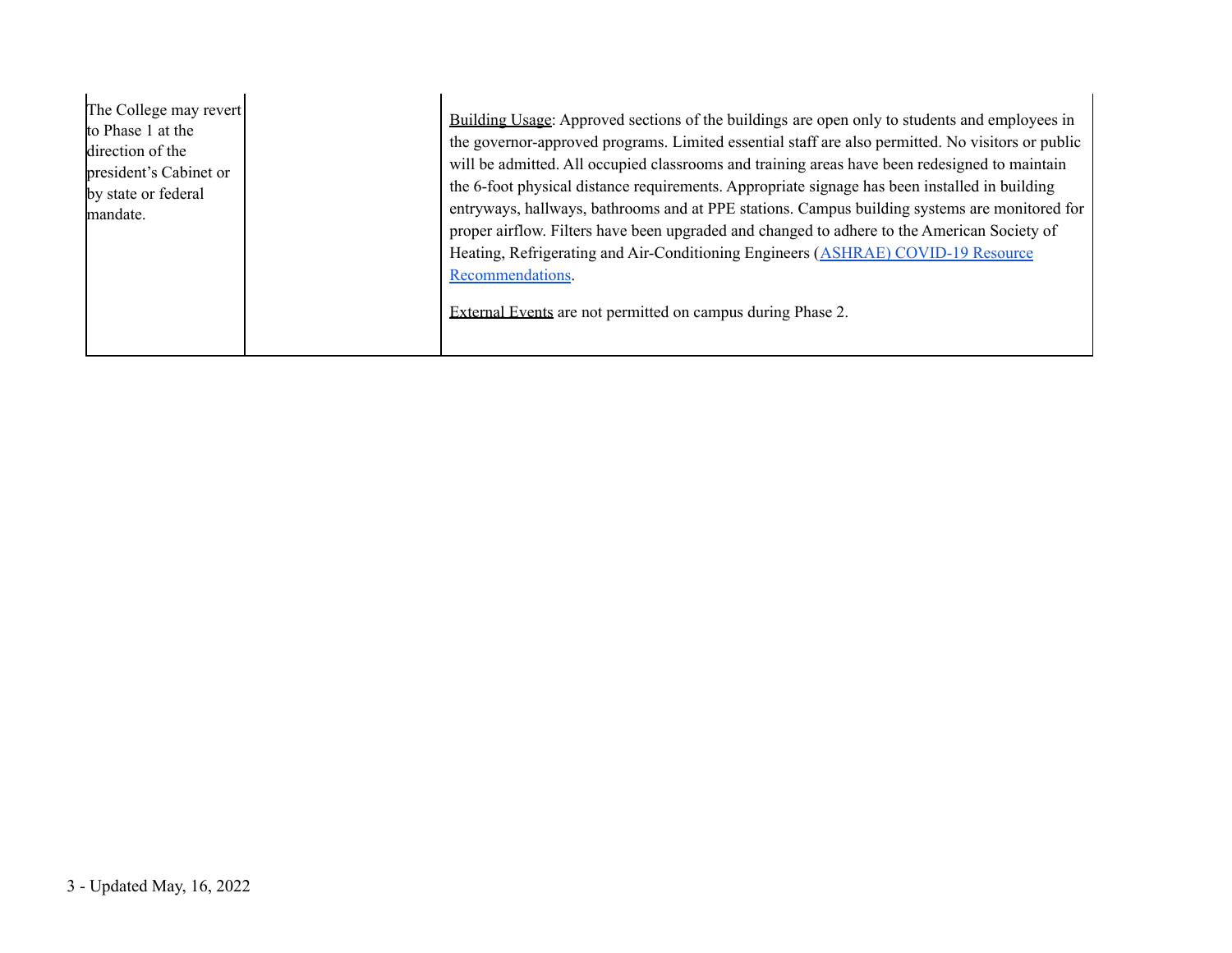| | | |
|---|---|---|
| The College may revert to Phase 1 at the direction of the president's Cabinet or by state or federal mandate. | | Building Usage: Approved sections of the buildings are open only to students and employees in the governor-approved programs. Limited essential staff are also permitted. No visitors or public will be admitted. All occupied classrooms and training areas have been redesigned to maintain the 6-foot physical distance requirements. Appropriate signage has been installed in building entryways, hallways, bathrooms and at PPE stations. Campus building systems are monitored for proper airflow. Filters have been upgraded and changed to adhere to the American Society of Heating, Refrigerating and Air-Conditioning Engineers (ASHRAE) COVID-19 Resource Recommendations.<br><br>External Events are not permitted on campus during Phase 2. |

3 - Updated May, 16, 2022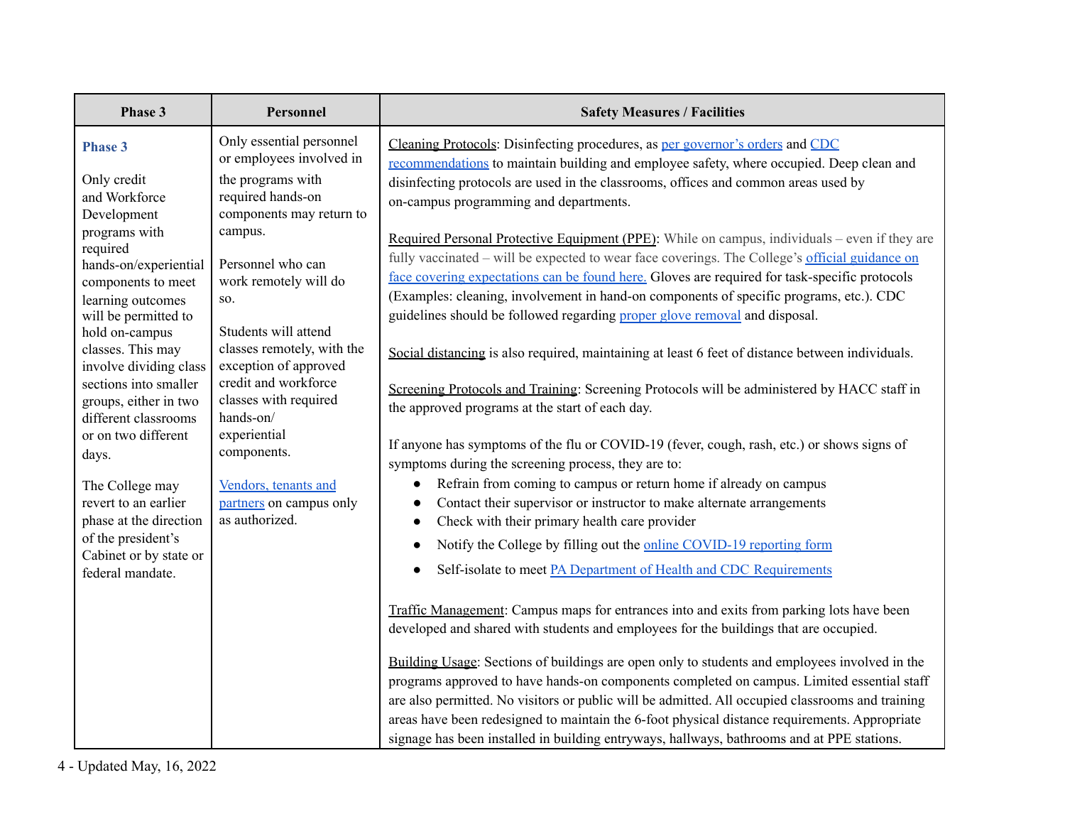| Phase 3 | Personnel | Safety Measures / Facilities |
|---|---|---|
| **Phase 3**<br><br>Only credit and Workforce Development programs with required hands-on/experiential components to meet learning outcomes will be permitted to hold on-campus classes. This may involve dividing class sections into smaller groups, either in two different classrooms or on two different days.<br><br>The College may revert to an earlier phase at the direction of the president's Cabinet or by state or federal mandate. | Only essential personnel or employees involved in the programs with required hands-on components may return to campus.<br><br>Personnel who can work remotely will do so.<br><br>Students will attend classes remotely, with the exception of approved credit and workforce classes with required hands-on/ experiential components.<br><br>Vendors, tenants and partners on campus only as authorized. | Cleaning Protocols: Disinfecting procedures, as per governor's orders and CDC recommendations to maintain building and employee safety, where occupied. Deep clean and disinfecting protocols are used in the classrooms, offices and common areas used by on-campus programming and departments.<br><br>Required Personal Protective Equipment (PPE): While on campus, individuals – even if they are fully vaccinated – will be expected to wear face coverings. The College's official guidance on face covering expectations can be found here. Gloves are required for task-specific protocols (Examples: cleaning, involvement in hand-on components of specific programs, etc.). CDC guidelines should be followed regarding proper glove removal and disposal.<br><br>Social distancing is also required, maintaining at least 6 feet of distance between individuals.<br><br>Screening Protocols and Training: Screening Protocols will be administered by HACC staff in the approved programs at the start of each day.<br><br>If anyone has symptoms of the flu or COVID-19 (fever, cough, rash, etc.) or shows signs of symptoms during the screening process, they are to:<br>• Refrain from coming to campus or return home if already on campus<br>• Contact their supervisor or instructor to make alternate arrangements<br>• Check with their primary health care provider<br>• Notify the College by filling out the online COVID-19 reporting form<br>• Self-isolate to meet PA Department of Health and CDC Requirements<br><br>Traffic Management: Campus maps for entrances into and exits from parking lots have been developed and shared with students and employees for the buildings that are occupied.<br><br>Building Usage: Sections of buildings are open only to students and employees involved in the programs approved to have hands-on components completed on campus. Limited essential staff are also permitted. No visitors or public will be admitted. All occupied classrooms and training areas have been redesigned to maintain the 6-foot physical distance requirements. Appropriate signage has been installed in building entryways, hallways, bathrooms and at PPE stations. |

Updated May, 16, 2022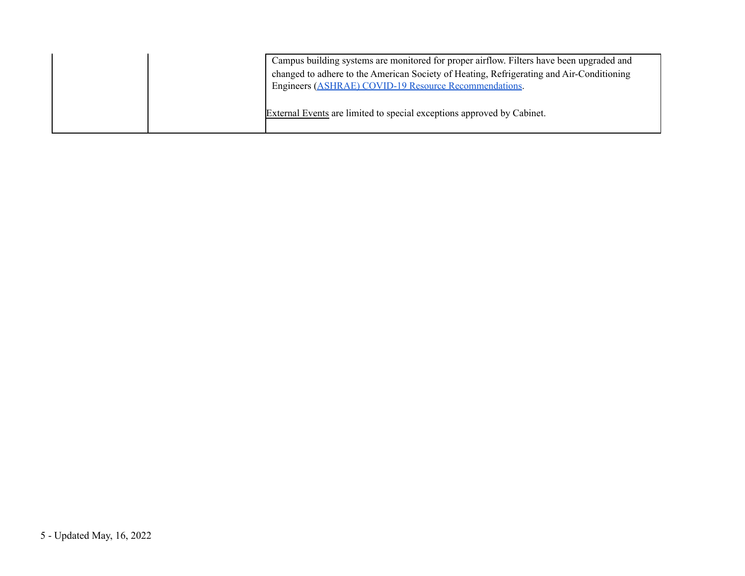| | | |
|---|---|---|
| | | Campus building systems are monitored for proper airflow. Filters have been upgraded and changed to adhere to the American Society of Heating, Refrigerating and Air-Conditioning Engineers (ASHRAE) COVID-19 Resource Recommendations.<br><br>External Events are limited to special exceptions approved by Cabinet. |

5 - Updated May, 16, 2022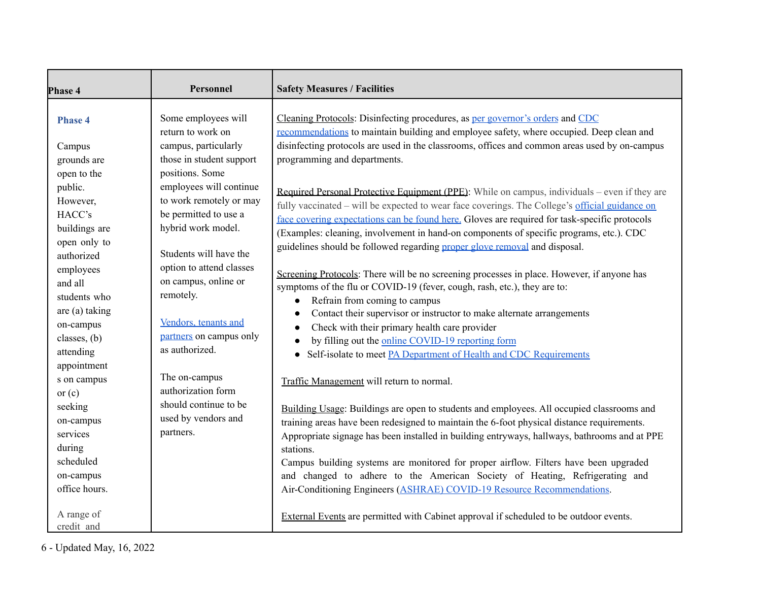| Phase 4 | Personnel | Safety Measures / Facilities |
|---|---|---|
| **Phase 4**<br><br>Campus grounds are open to the public. However, HACC's buildings are open only to authorized employees and all students who are (a) taking on-campus classes, (b) attending appointments on campus or (c) seeking on-campus services during scheduled on-campus office hours.<br><br>A range of credit and | Some employees will return to work on campus, particularly those in student support positions. Some employees will continue to work remotely or may be permitted to use a hybrid work model.<br><br>Students will have the option to attend classes on campus, online or remotely.<br><br>Vendors, tenants and partners on campus only as authorized.<br><br>The on-campus authorization form should continue to be used by vendors and partners. | Cleaning Protocols: Disinfecting procedures, as per governor's orders and CDC recommendations to maintain building and employee safety, where occupied. Deep clean and disinfecting protocols are used in the classrooms, offices and common areas used by on-campus programming and departments.<br><br>Required Personal Protective Equipment (PPE): While on campus, individuals – even if they are fully vaccinated – will be expected to wear face coverings. The College's official guidance on face covering expectations can be found here. Gloves are required for task-specific protocols (Examples: cleaning, involvement in hand-on components of specific programs, etc.). CDC guidelines should be followed regarding proper glove removal and disposal.<br><br>Screening Protocols: There will be no screening processes in place. However, if anyone has symptoms of the flu or COVID-19 (fever, cough, rash, etc.), they are to:<br>• Refrain from coming to campus<br>• Contact their supervisor or instructor to make alternate arrangements<br>• Check with their primary health care provider<br>• by filling out the online COVID-19 reporting form<br>• Self-isolate to meet PA Department of Health and CDC Requirements<br><br>Traffic Management will return to normal.<br><br>Building Usage: Buildings are open to students and employees. All occupied classrooms and training areas have been redesigned to maintain the 6-foot physical distance requirements. Appropriate signage has been installed in building entryways, hallways, bathrooms and at PPE stations.<br>Campus building systems are monitored for proper airflow. Filters have been upgraded and changed to adhere to the American Society of Heating, Refrigerating and Air-Conditioning Engineers (ASHRAE) COVID-19 Resource Recommendations.<br><br>External Events are permitted with Cabinet approval if scheduled to be outdoor events. |

6 - Updated May, 16, 2022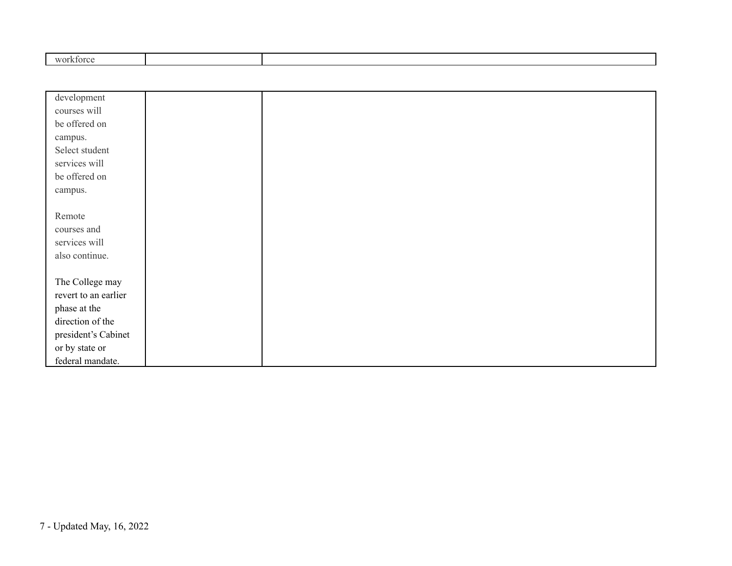| | | |
|---|---|---|
| workforce development courses will be offered on campus. Select student services will be offered on campus.<br><br>Remote courses and services will also continue.<br><br>The College may revert to an earlier phase at the direction of the president's Cabinet or by state or federal mandate. | | |

7 - Updated May, 16, 2022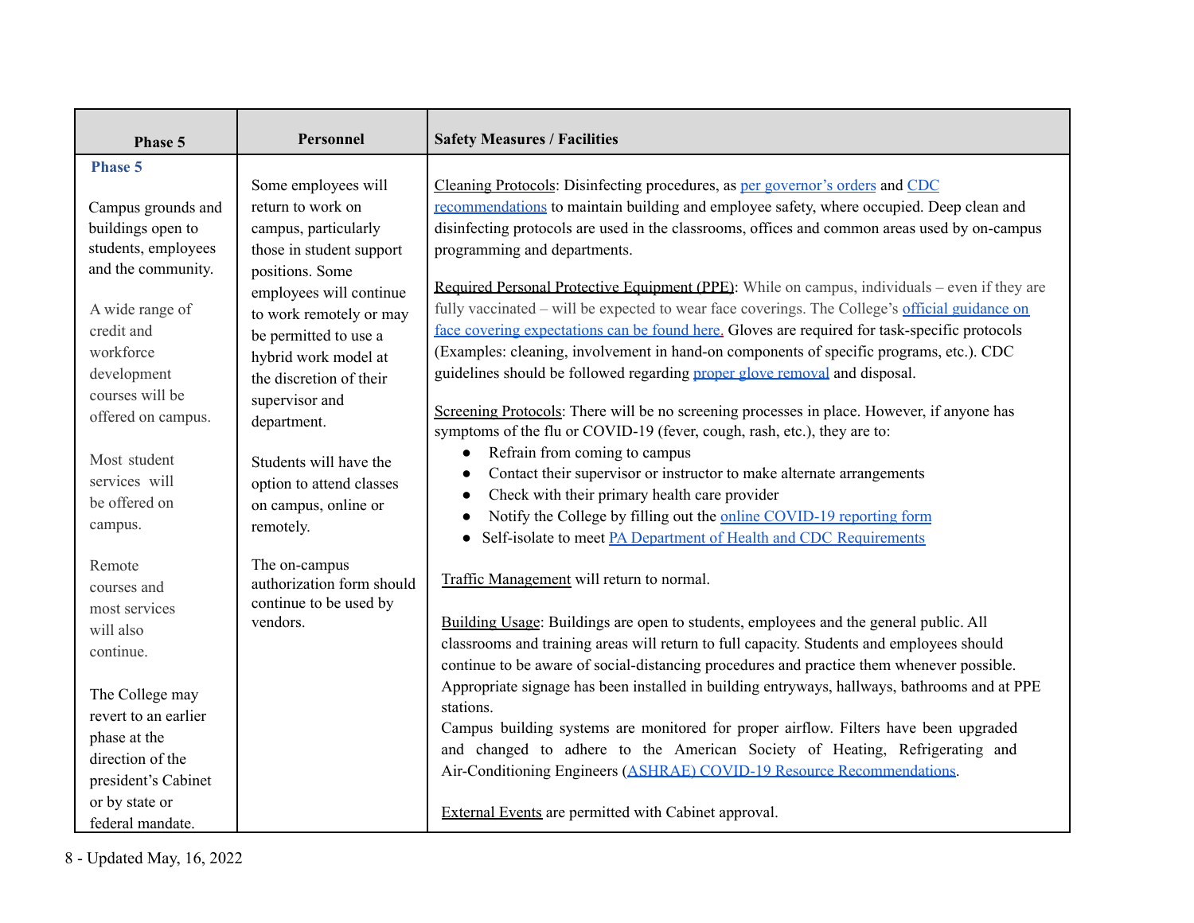| Phase 5 | Personnel | Safety Measures / Facilities |
|---|---|---|
| **Phase 5**<br><br>Campus grounds and buildings open to students, employees and the community.<br><br>A wide range of credit and workforce development courses will be offered on campus.<br><br>Most student services will be offered on campus.<br><br>Remote courses and most services will also continue.<br><br>The College may revert to an earlier phase at the direction of the president's Cabinet or by state or federal mandate. | Some employees will return to work on campus, particularly those in student support positions. Some employees will continue to work remotely or may be permitted to use a hybrid work model at the discretion of their supervisor and department.<br><br>Students will have the option to attend classes on campus, online or remotely.<br><br>The on-campus authorization form should continue to be used by vendors. | Cleaning Protocols: Disinfecting procedures, as per governor's orders and CDC recommendations to maintain building and employee safety, where occupied. Deep clean and disinfecting protocols are used in the classrooms, offices and common areas used by on-campus programming and departments.<br><br>Required Personal Protective Equipment (PPE): While on campus, individuals – even if they are fully vaccinated – will be expected to wear face coverings. The College's official guidance on face covering expectations can be found here. Gloves are required for task-specific protocols (Examples: cleaning, involvement in hand-on components of specific programs, etc.). CDC guidelines should be followed regarding proper glove removal and disposal.<br><br>Screening Protocols: There will be no screening processes in place. However, if anyone has symptoms of the flu or COVID-19 (fever, cough, rash, etc.), they are to:<br>• Refrain from coming to campus<br>• Contact their supervisor or instructor to make alternate arrangements<br>• Check with their primary health care provider<br>• Notify the College by filling out the online COVID-19 reporting form<br>• Self-isolate to meet PA Department of Health and CDC Requirements<br><br>Traffic Management will return to normal.<br><br>Building Usage: Buildings are open to students, employees and the general public. All classrooms and training areas will return to full capacity. Students and employees should continue to be aware of social-distancing procedures and practice them whenever possible. Appropriate signage has been installed in building entryways, hallways, bathrooms and at PPE stations.<br>Campus building systems are monitored for proper airflow. Filters have been upgraded and changed to adhere to the American Society of Heating, Refrigerating and Air-Conditioning Engineers (ASHRAE) COVID-19 Resource Recommendations.<br><br>External Events are permitted with Cabinet approval. |

8 - Updated May, 16, 2022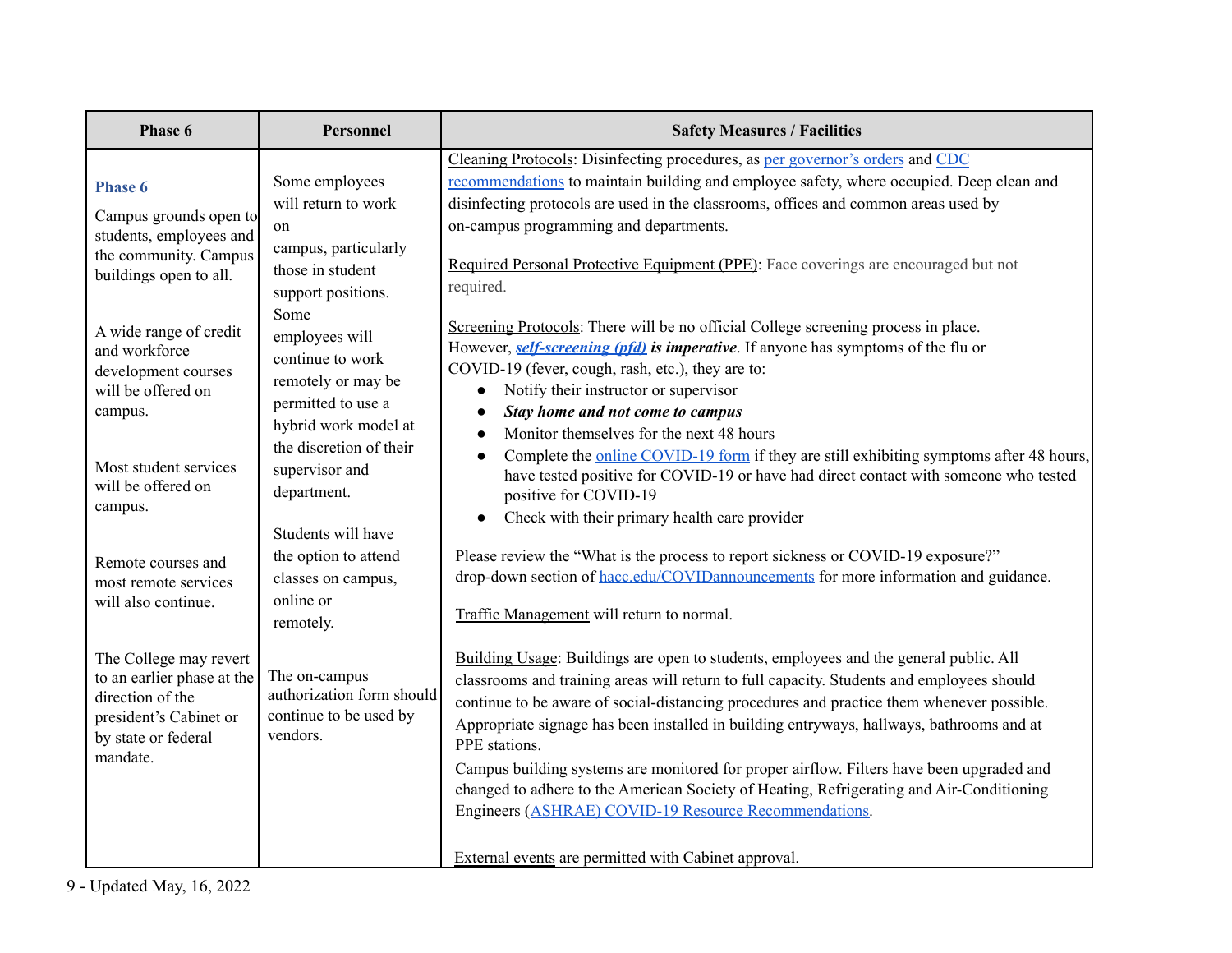| Phase 6 | Personnel | Safety Measures / Facilities |
|---|---|---|
| **Phase 6**<br><br>Campus grounds open to students, employees and the community. Campus buildings open to all.<br><br>A wide range of credit and workforce development courses will be offered on campus.<br><br>Most student services will be offered on campus.<br><br>Remote courses and most remote services will also continue.<br><br>The College may revert to an earlier phase at the direction of the president's Cabinet or by state or federal mandate. | Some employees will return to work on campus, particularly those in student support positions. Some employees will continue to work remotely or may be permitted to use a hybrid work model at the discretion of their supervisor and department.<br><br>Students will have the option to attend classes on campus, online or remotely.<br><br>The on-campus authorization form should continue to be used by vendors. | Cleaning Protocols: Disinfecting procedures, as per governor's orders and CDC recommendations to maintain building and employee safety, where occupied. Deep clean and disinfecting protocols are used in the classrooms, offices and common areas used by on-campus programming and departments.<br><br>Required Personal Protective Equipment (PPE): Face coverings are encouraged but not required.<br><br>Screening Protocols: There will be no official College screening process in place. However, ***self-screening (pfd)* is imperative**. If anyone has symptoms of the flu or COVID-19 (fever, cough, rash, etc.), they are to:<br>• Notify their instructor or supervisor<br>• ***Stay home and not come to campus***<br>• Monitor themselves for the next 48 hours<br>• Complete the online COVID-19 form if they are still exhibiting symptoms after 48 hours, have tested positive for COVID-19 or have had direct contact with someone who tested positive for COVID-19<br>• Check with their primary health care provider<br><br>Please review the "What is the process to report sickness or COVID-19 exposure?" drop-down section of hacc.edu/COVIDannouncements for more information and guidance.<br><br>Traffic Management will return to normal.<br><br>Building Usage: Buildings are open to students, employees and the general public. All classrooms and training areas will return to full capacity. Students and employees should continue to be aware of social-distancing procedures and practice them whenever possible. Appropriate signage has been installed in building entryways, hallways, bathrooms and at PPE stations.<br>Campus building systems are monitored for proper airflow. Filters have been upgraded and changed to adhere to the American Society of Heating, Refrigerating and Air-Conditioning Engineers (ASHRAE) COVID-19 Resource Recommendations.<br><br>External events are permitted with Cabinet approval. |

Updated May, 16, 2022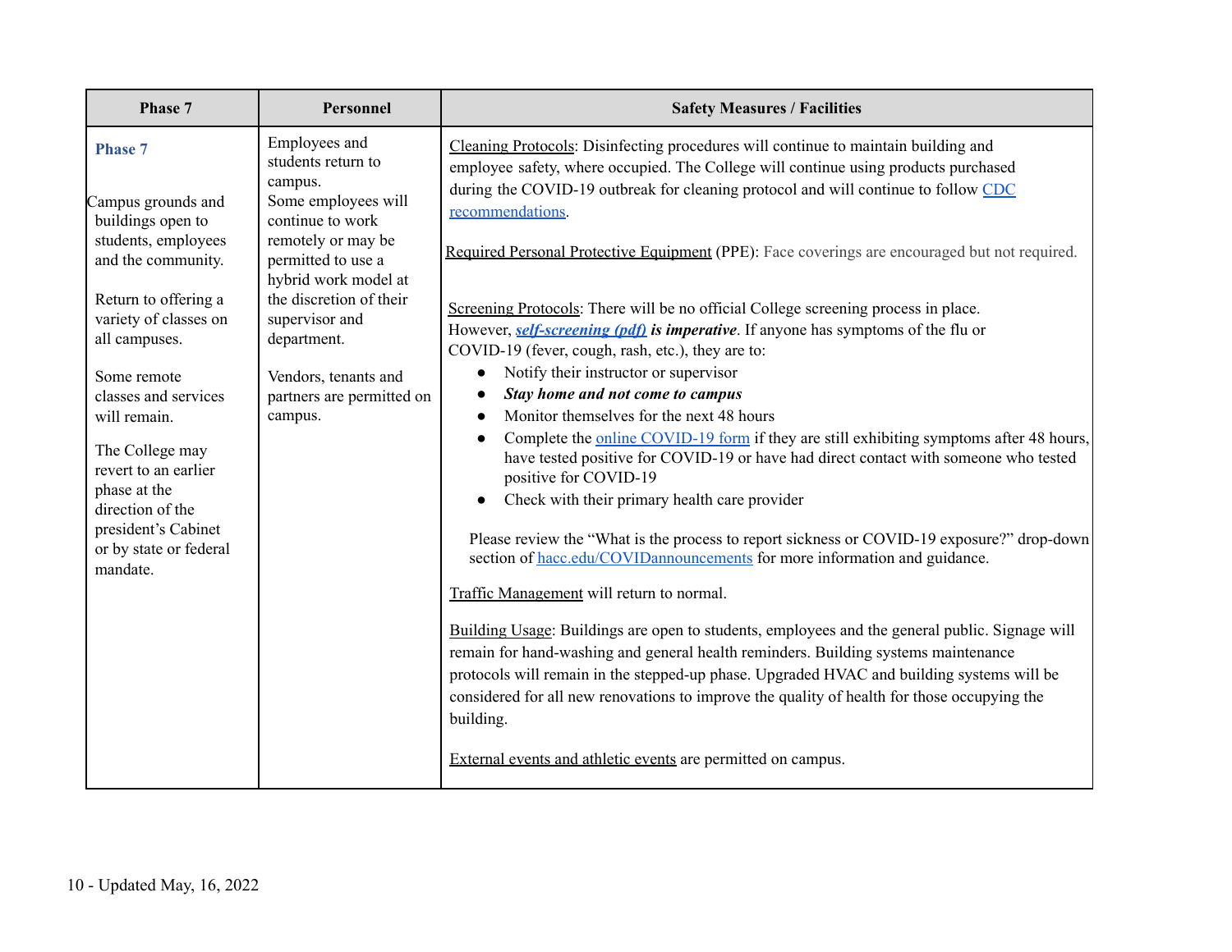| Phase 7 | Personnel | Safety Measures / Facilities |
|---|---|---|
| **Phase 7**<br><br>Campus grounds and buildings open to students, employees and the community.<br><br>Return to offering a variety of classes on all campuses.<br><br>Some remote classes and services will remain.<br><br>The College may revert to an earlier phase at the direction of the president's Cabinet or by state or federal mandate. | Employees and students return to campus.<br>Some employees will continue to work remotely or may be permitted to use a hybrid work model at the discretion of their supervisor and department.<br><br>Vendors, tenants and partners are permitted on campus. | Cleaning Protocols: Disinfecting procedures will continue to maintain building and employee safety, where occupied. The College will continue using products purchased during the COVID-19 outbreak for cleaning protocol and will continue to follow CDC recommendations.<br><br>Required Personal Protective Equipment (PPE): Face coverings are encouraged but not required.<br><br>Screening Protocols: There will be no official College screening process in place. However, ***self-screening (pdf) is imperative***. If anyone has symptoms of the flu or COVID-19 (fever, cough, rash, etc.), they are to:<br>• Notify their instructor or supervisor<br>• ***Stay home and not come to campus***<br>• Monitor themselves for the next 48 hours<br>• Complete the online COVID-19 form if they are still exhibiting symptoms after 48 hours, have tested positive for COVID-19 or have had direct contact with someone who tested positive for COVID-19<br>• Check with their primary health care provider<br><br>Please review the "What is the process to report sickness or COVID-19 exposure?" drop-down section of hacc.edu/COVIDannouncements for more information and guidance.<br><br>Traffic Management will return to normal.<br><br>Building Usage: Buildings are open to students, employees and the general public. Signage will remain for hand-washing and general health reminders. Building systems maintenance protocols will remain in the stepped-up phase. Upgraded HVAC and building systems will be considered for all new renovations to improve the quality of health for those occupying the building.<br><br>External events and athletic events are permitted on campus. |

Updated May, 16, 2022